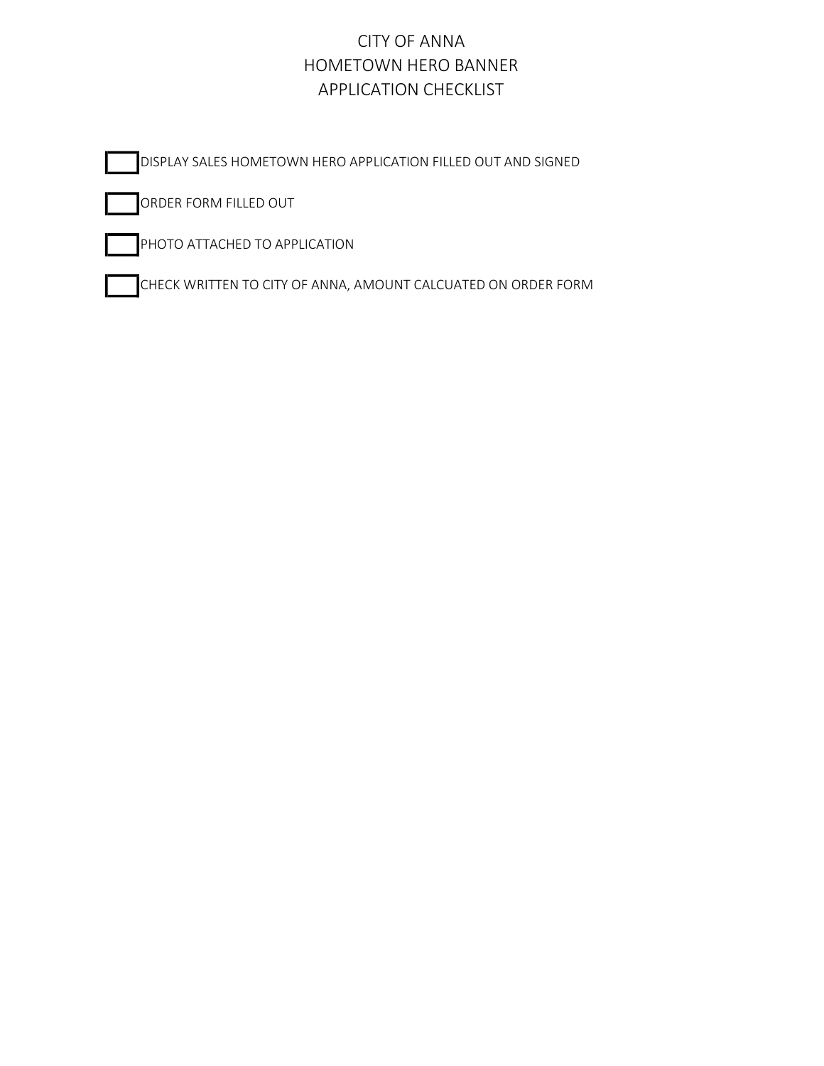# CITY OF ANNA
# HOMETOWN HERO BANNER
# APPLICATION CHECKLIST

- [ ] DISPLAY SALES HOMETOWN HERO APPLICATION FILLED OUT AND SIGNED
- [ ] ORDER FORM FILLED OUT
- [ ] PHOTO ATTACHED TO APPLICATION
- [ ] CHECK WRITTEN TO CITY OF ANNA, AMOUNT CALCUATED ON ORDER FORM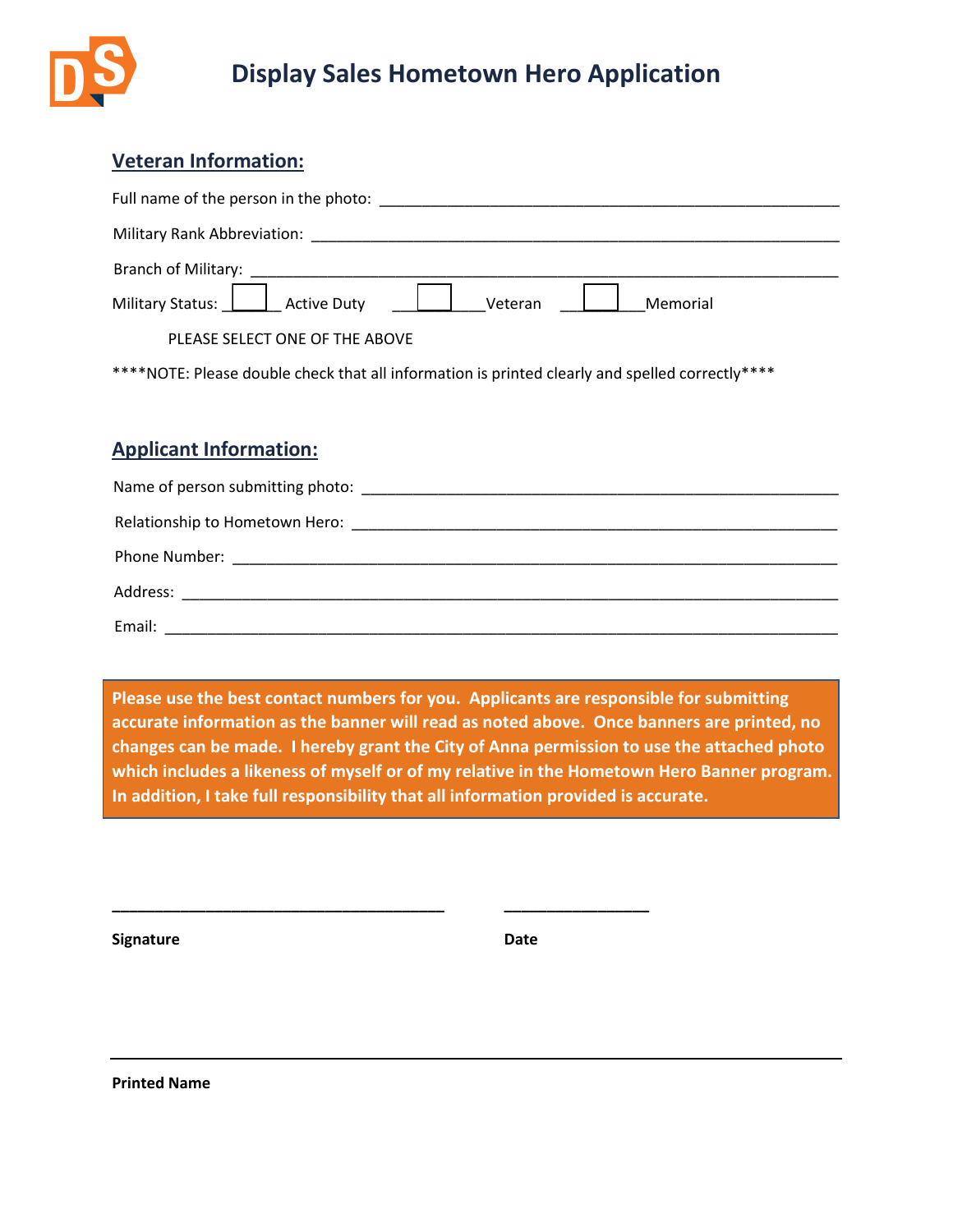# Display Sales Hometown Hero Application

## Veteran Information:

Full name of the person in the photo: ___________________________________________________

Military Rank Abbreviation: ________________________________________________________

Branch of Military: _____________________________________________________________

Military Status: ☐ Active Duty ☐ Veteran ☐ Memorial

PLEASE SELECT ONE OF THE ABOVE

****NOTE: Please double check that all information is printed clearly and spelled correctly****

## Applicant Information:

Name of person submitting photo: ______________________________________________

Relationship to Hometown Hero: _______________________________________________

Phone Number: __________________________________________________________

Address: _______________________________________________________________

Email: _________________________________________________________________

**Please use the best contact numbers for you. Applicants are responsible for submitting accurate information as the banner will read as noted above. Once banners are printed, no changes can be made. I hereby grant the City of Anna permission to use the attached photo which includes a likeness of myself or of my relative in the Hometown Hero Banner program. In addition, I take full responsibility that all information provided is accurate.**

______________________________________ ________________

**Signature** **Date**

__________________________________________________________________

**Printed Name**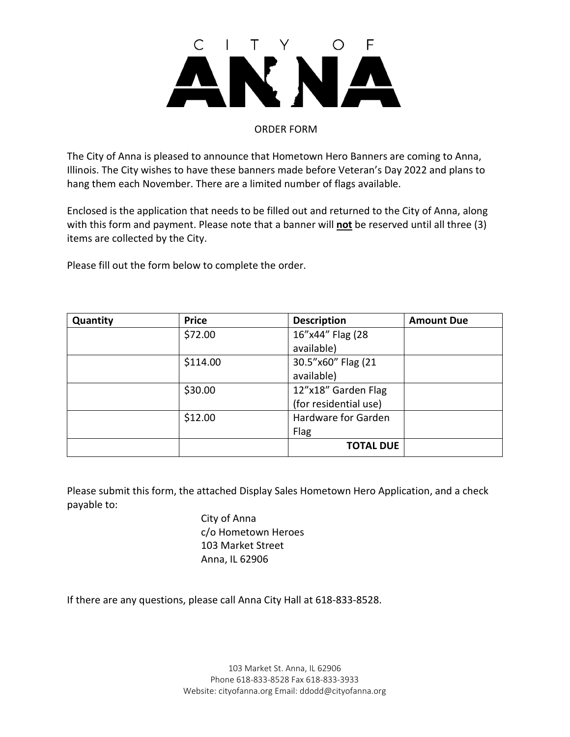# CITY OF ANNA

ORDER FORM

The City of Anna is pleased to announce that Hometown Hero Banners are coming to Anna, Illinois. The City wishes to have these banners made before Veteran's Day 2022 and plans to hang them each November. There are a limited number of flags available.

Enclosed is the application that needs to be filled out and returned to the City of Anna, along with this form and payment. Please note that a banner will **not** be reserved until all three (3) items are collected by the City.

Please fill out the form below to complete the order.

| **Quantity** | **Price** | **Description** | **Amount Due** |
|---|---|---|---|
| | $72.00 | 16"x44" Flag (28 available) | |
| | $114.00 | 30.5"x60" Flag (21 available) | |
| | $30.00 | 12"x18" Garden Flag (for residential use) | |
| | $12.00 | Hardware for Garden Flag | |
| | | **TOTAL DUE** | |

Please submit this form, the attached Display Sales Hometown Hero Application, and a check payable to:

City of Anna
c/o Hometown Heroes
103 Market Street
Anna, IL 62906

If there are any questions, please call Anna City Hall at 618-833-8528.

103 Market St. Anna, IL 62906
Phone 618-833-8528 Fax 618-833-3933
Website: cityofanna.org Email: ddodd@cityofanna.org